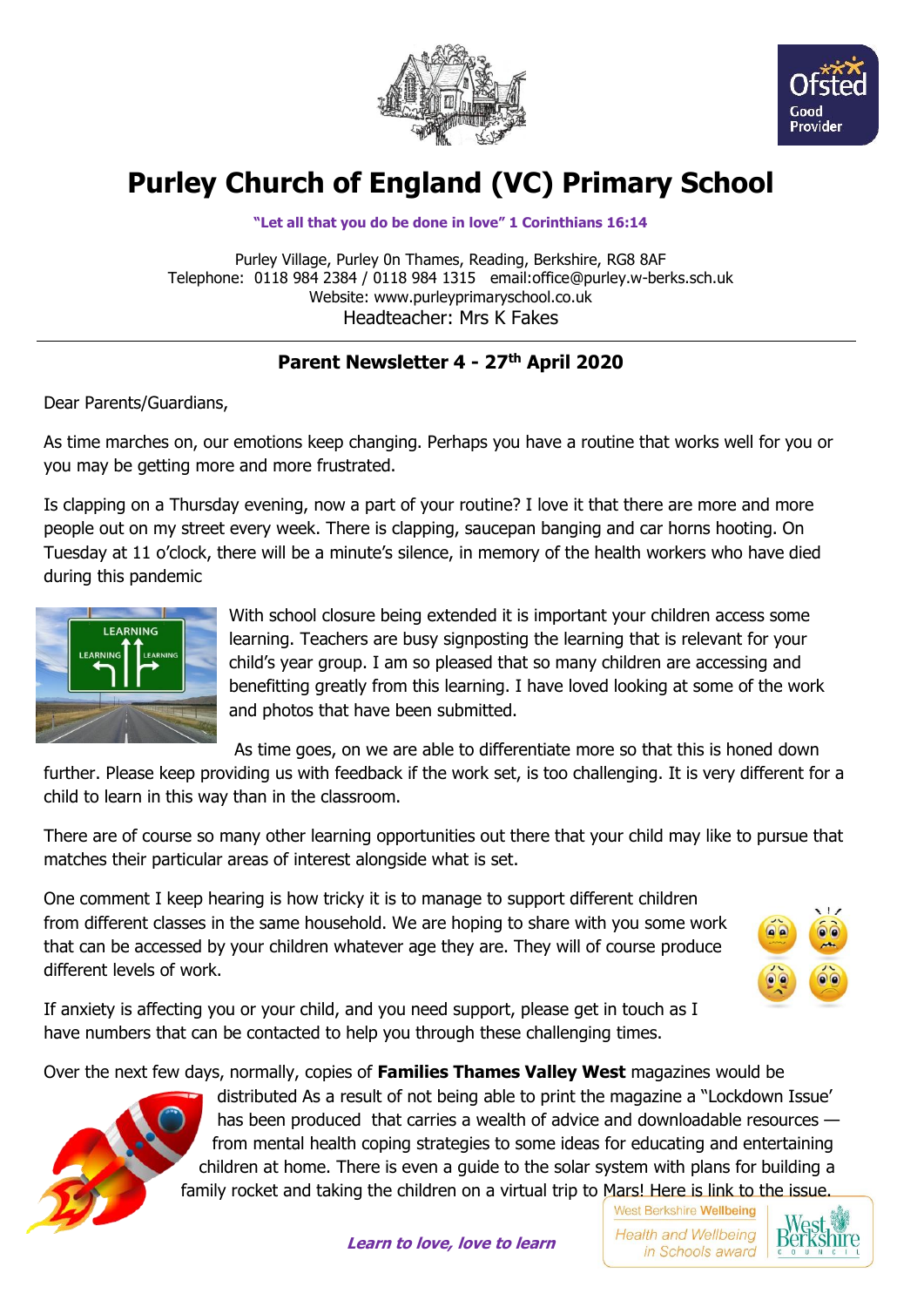# Purley Church of England (VC) Primary School

**"Let all that you do be done in love" 1 Corinthians 16:14**

Purley Village, Purley On Thames, Reading, Berkshire, RG8 8AF
Telephone: 0118 984 2384 / 0118 984 1315 email:office@purley.w-berks.sch.uk
Website: www.purleyprimaryschool.co.uk
Headteacher: Mrs K Fakes

## Parent Newsletter 4 - 27th April 2020

Dear Parents/Guardians,

As time marches on, our emotions keep changing. Perhaps you have a routine that works well for you or you may be getting more and more frustrated.

Is clapping on a Thursday evening, now a part of your routine? I love it that there are more and more people out on my street every week. There is clapping, saucepan banging and car horns hooting. On Tuesday at 11 o'clock, there will be a minute's silence, in memory of the health workers who have died during this pandemic

With school closure being extended it is important your children access some learning. Teachers are busy signposting the learning that is relevant for your child's year group. I am so pleased that so many children are accessing and benefitting greatly from this learning. I have loved looking at some of the work and photos that have been submitted.

As time goes, on we are able to differentiate more so that this is honed down further. Please keep providing us with feedback if the work set, is too challenging. It is very different for a child to learn in this way than in the classroom.

There are of course so many other learning opportunities out there that your child may like to pursue that matches their particular areas of interest alongside what is set.

One comment I keep hearing is how tricky it is to manage to support different children from different classes in the same household. We are hoping to share with you some work that can be accessed by your children whatever age they are. They will of course produce different levels of work.

If anxiety is affecting you or your child, and you need support, please get in touch as I have numbers that can be contacted to help you through these challenging times.

Over the next few days, normally, copies of **Families Thames Valley West** magazines would be distributed As a result of not being able to print the magazine a "Lockdown Issue' has been produced that carries a wealth of advice and downloadable resources — from mental health coping strategies to some ideas for educating and entertaining children at home. There is even a guide to the solar system with plans for building a family rocket and taking the children on a virtual trip to Mars! Here is link to the issue.

***Learn to love, love to learn***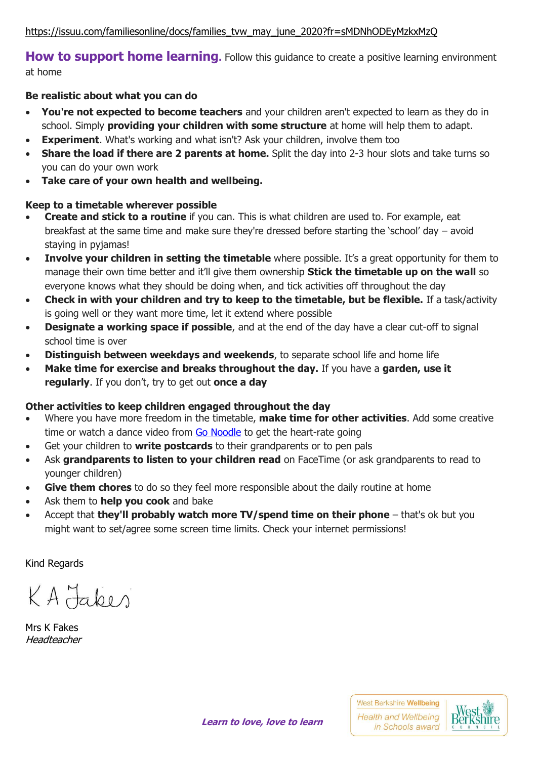https://issuu.com/familiesonline/docs/families_tvw_may_june_2020?fr=sMDNhODEyMzkxMzQ

**How to support home learning.** Follow this guidance to create a positive learning environment at home

**Be realistic about what you can do**

- **You're not expected to become teachers** and your children aren't expected to learn as they do in school. Simply **providing your children with some structure** at home will help them to adapt.
- **Experiment**. What's working and what isn't? Ask your children, involve them too
- **Share the load if there are 2 parents at home.** Split the day into 2-3 hour slots and take turns so you can do your own work
- **Take care of your own health and wellbeing.**

**Keep to a timetable wherever possible**

- **Create and stick to a routine** if you can. This is what children are used to. For example, eat breakfast at the same time and make sure they're dressed before starting the 'school' day – avoid staying in pyjamas!
- **Involve your children in setting the timetable** where possible. It's a great opportunity for them to manage their own time better and it'll give them ownership **Stick the timetable up on the wall** so everyone knows what they should be doing when, and tick activities off throughout the day
- **Check in with your children and try to keep to the timetable, but be flexible.** If a task/activity is going well or they want more time, let it extend where possible
- **Designate a working space if possible**, and at the end of the day have a clear cut-off to signal school time is over
- **Distinguish between weekdays and weekends**, to separate school life and home life
- **Make time for exercise and breaks throughout the day.** If you have a **garden, use it regularly**. If you don't, try to get out **once a day**

**Other activities to keep children engaged throughout the day**

- Where you have more freedom in the timetable, **make time for other activities**. Add some creative time or watch a dance video from Go Noodle to get the heart-rate going
- Get your children to **write postcards** to their grandparents or to pen pals
- Ask **grandparents to listen to your children read** on FaceTime (or ask grandparents to read to younger children)
- **Give them chores** to do so they feel more responsible about the daily routine at home
- Ask them to **help you cook** and bake
- Accept that **they'll probably watch more TV/spend time on their phone** – that's ok but you might want to set/agree some screen time limits. Check your internet permissions!

Kind Regards

K A Fakes

Mrs K Fakes
*Headteacher*

***Learn to love, love to learn***

West Berkshire **Wellbeing**
*Health and Wellbeing in Schools award*
West Berkshire Council